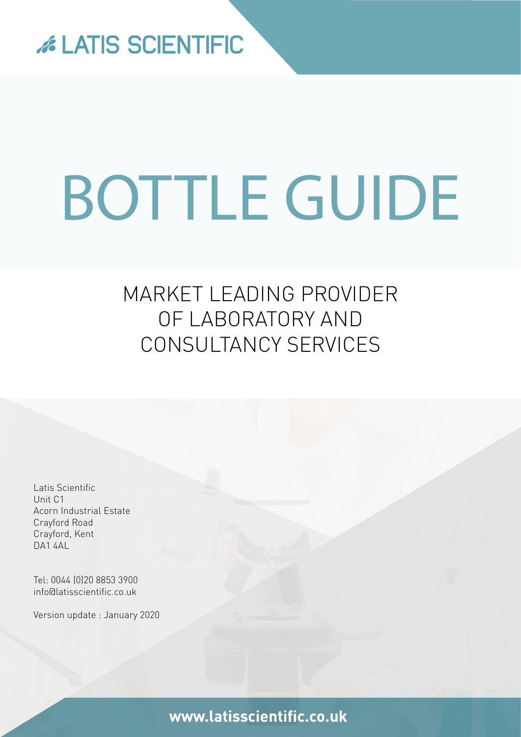LATIS SCIENTIFIC

# BOTTLE GUIDE

## MARKET LEADING PROVIDER OF LABORATORY AND CONSULTANCY SERVICES

Latis Scientific
Unit C1
Acorn Industrial Estate
Crayford Road
Crayford, Kent
DA1 4AL

Tel: 0044 (0)20 8853 3900
info@latisscientific.co.uk

Version update : January 2020

**www.latisscientific.co.uk**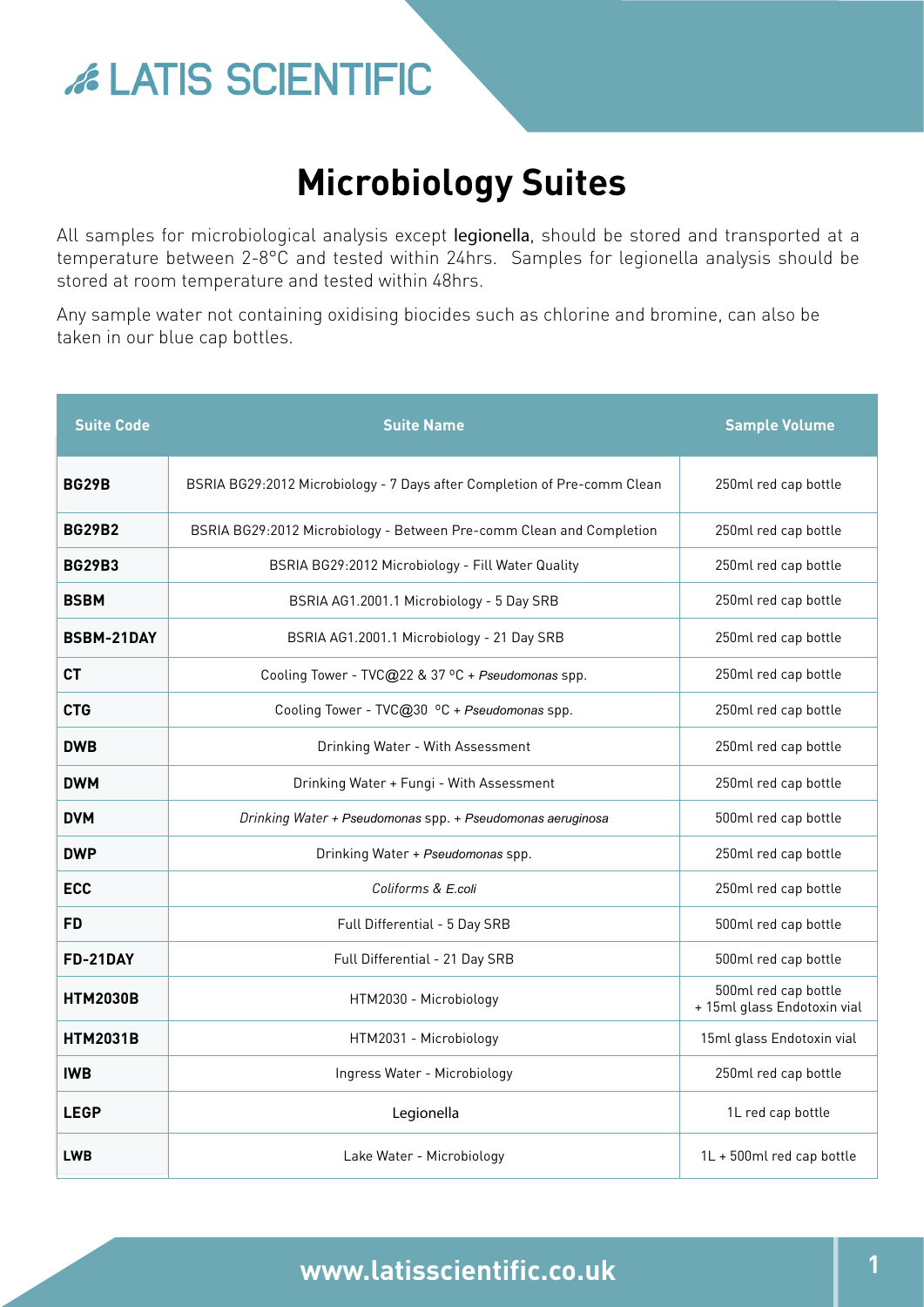# Microbiology Suites

All samples for microbiological analysis except legionella, should be stored and transported at a temperature between 2-8°C and tested within 24hrs. Samples for legionella analysis should be stored at room temperature and tested within 48hrs.

Any sample water not containing oxidising biocides such as chlorine and bromine, can also be taken in our blue cap bottles.

| Suite Code | Suite Name | Sample Volume |
|---|---|---|
| **BG29B** | BSRIA BG29:2012 Microbiology - 7 Days after Completion of Pre-comm Clean | 250ml red cap bottle |
| **BG29B2** | BSRIA BG29:2012 Microbiology - Between Pre-comm Clean and Completion | 250ml red cap bottle |
| **BG29B3** | BSRIA BG29:2012 Microbiology - Fill Water Quality | 250ml red cap bottle |
| **BSBM** | BSRIA AG1.2001.1 Microbiology - 5 Day SRB | 250ml red cap bottle |
| **BSBM-21DAY** | BSRIA AG1.2001.1 Microbiology - 21 Day SRB | 250ml red cap bottle |
| **CT** | Cooling Tower - TVC@22 & 37 ºC + *Pseudomonas* spp. | 250ml red cap bottle |
| **CTG** | Cooling Tower - TVC@30 ºC + *Pseudomonas* spp. | 250ml red cap bottle |
| **DWB** | Drinking Water - With Assessment | 250ml red cap bottle |
| **DWM** | Drinking Water + Fungi - With Assessment | 250ml red cap bottle |
| **DVM** | *Drinking Water + Pseudomonas* spp. + *Pseudomonas aeruginosa* | 500ml red cap bottle |
| **DWP** | Drinking Water + *Pseudomonas* spp. | 250ml red cap bottle |
| **ECC** | *Coliforms & E.coli* | 250ml red cap bottle |
| **FD** | Full Differential - 5 Day SRB | 500ml red cap bottle |
| **FD-21DAY** | Full Differential - 21 Day SRB | 500ml red cap bottle |
| **HTM2030B** | HTM2030 - Microbiology | 500ml red cap bottle + 15ml glass Endotoxin vial |
| **HTM2031B** | HTM2031 - Microbiology | 15ml glass Endotoxin vial |
| **IWB** | Ingress Water - Microbiology | 250ml red cap bottle |
| **LEGP** | Legionella | 1L red cap bottle |
| **LWB** | Lake Water - Microbiology | 1L + 500ml red cap bottle |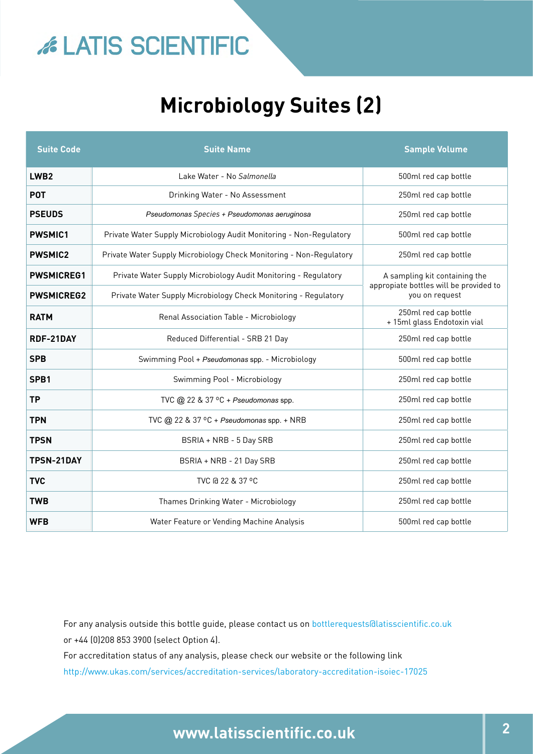# Microbiology Suites (2)

| Suite Code | Suite Name | Sample Volume |
|---|---|---|
| **LWB2** | Lake Water - No *Salmonella* | 500ml red cap bottle |
| **POT** | Drinking Water - No Assessment | 250ml red cap bottle |
| **PSEUDS** | *Pseudomonas Species + Pseudomonas aeruginosa* | 250ml red cap bottle |
| **PWSMIC1** | Private Water Supply Microbiology Audit Monitoring - Non-Regulatory | 500ml red cap bottle |
| **PWSMIC2** | Private Water Supply Microbiology Check Monitoring - Non-Regulatory | 250ml red cap bottle |
| **PWSMICREG1** | Private Water Supply Microbiology Audit Monitoring - Regulatory | A sampling kit containing the appropriate bottles will be provided to you on request |
| **PWSMICREG2** | Private Water Supply Microbiology Check Monitoring - Regulatory | |
| **RATM** | Renal Association Table - Microbiology | 250ml red cap bottle + 15ml glass Endotoxin vial |
| **RDF-21DAY** | Reduced Differential - SRB 21 Day | 250ml red cap bottle |
| **SPB** | Swimming Pool + *Pseudomonas* spp. - Microbiology | 500ml red cap bottle |
| **SPB1** | Swimming Pool - Microbiology | 250ml red cap bottle |
| **TP** | TVC @ 22 & 37 °C + *Pseudomonas* spp. | 250ml red cap bottle |
| **TPN** | TVC @ 22 & 37 °C + *Pseudomonas* spp. + NRB | 250ml red cap bottle |
| **TPSN** | BSRIA + NRB - 5 Day SRB | 250ml red cap bottle |
| **TPSN-21DAY** | BSRIA + NRB - 21 Day SRB | 250ml red cap bottle |
| **TVC** | TVC @ 22 & 37 °C | 250ml red cap bottle |
| **TWB** | Thames Drinking Water - Microbiology | 250ml red cap bottle |
| **WFB** | Water Feature or Vending Machine Analysis | 500ml red cap bottle |

For any analysis outside this bottle guide, please contact us on bottlerequests@latisscientific.co.uk or +44 (0)208 853 3900 (select Option 4).

For accreditation status of any analysis, please check our website or the following link http://www.ukas.com/services/accreditation-services/laboratory-accreditation-isoiec-17025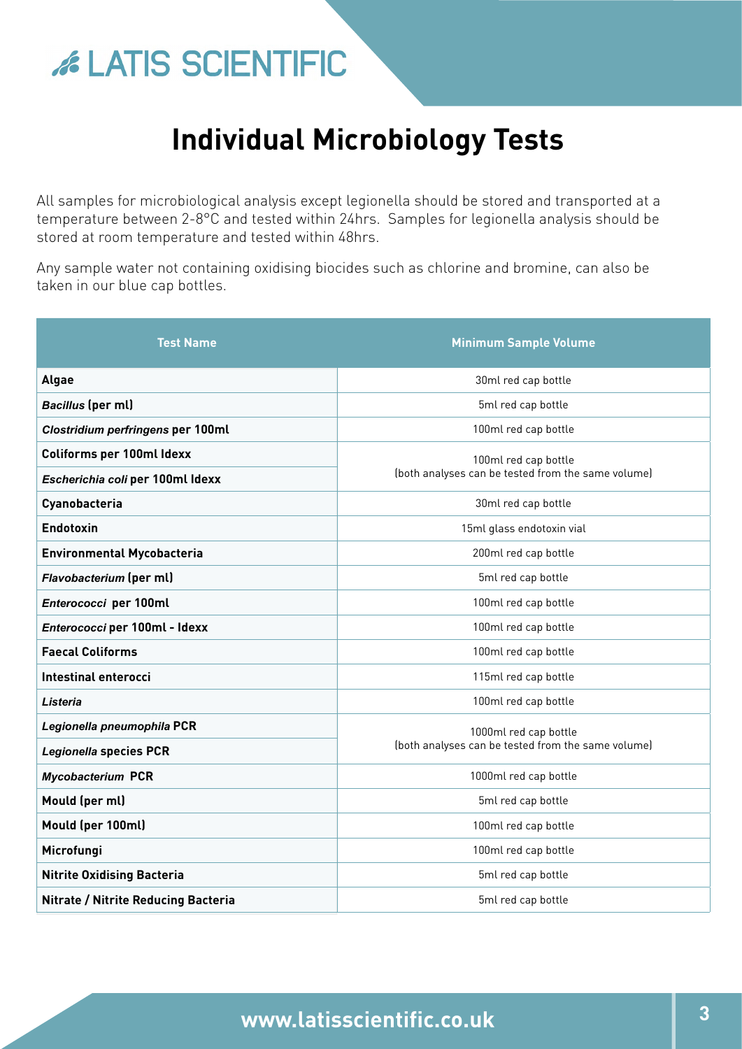# Individual Microbiology Tests

All samples for microbiological analysis except legionella should be stored and transported at a temperature between 2-8°C and tested within 24hrs. Samples for legionella analysis should be stored at room temperature and tested within 48hrs.

Any sample water not containing oxidising biocides such as chlorine and bromine, can also be taken in our blue cap bottles.

| Test Name | Minimum Sample Volume |
|---|---|
| **Algae** | 30ml red cap bottle |
| ***Bacillus* (per ml)** | 5ml red cap bottle |
| ***Clostridium perfringens* per 100ml** | 100ml red cap bottle |
| **Coliforms per 100ml Idexx** | 100ml red cap bottle (both analyses can be tested from the same volume) |
| ***Escherichia coli* per 100ml Idexx** | |
| **Cyanobacteria** | 30ml red cap bottle |
| **Endotoxin** | 15ml glass endotoxin vial |
| **Environmental Mycobacteria** | 200ml red cap bottle |
| ***Flavobacterium* (per ml)** | 5ml red cap bottle |
| ***Enterococci* per 100ml** | 100ml red cap bottle |
| ***Enterococci* per 100ml - Idexx** | 100ml red cap bottle |
| **Faecal Coliforms** | 100ml red cap bottle |
| **Intestinal enterocci** | 115ml red cap bottle |
| ***Listeria*** | 100ml red cap bottle |
| ***Legionella pneumophila* PCR** | 1000ml red cap bottle (both analyses can be tested from the same volume) |
| ***Legionella* species PCR** | |
| ***Mycobacterium* PCR** | 1000ml red cap bottle |
| **Mould (per ml)** | 5ml red cap bottle |
| **Mould (per 100ml)** | 100ml red cap bottle |
| **Microfungi** | 100ml red cap bottle |
| **Nitrite Oxidising Bacteria** | 5ml red cap bottle |
| **Nitrate / Nitrite Reducing Bacteria** | 5ml red cap bottle |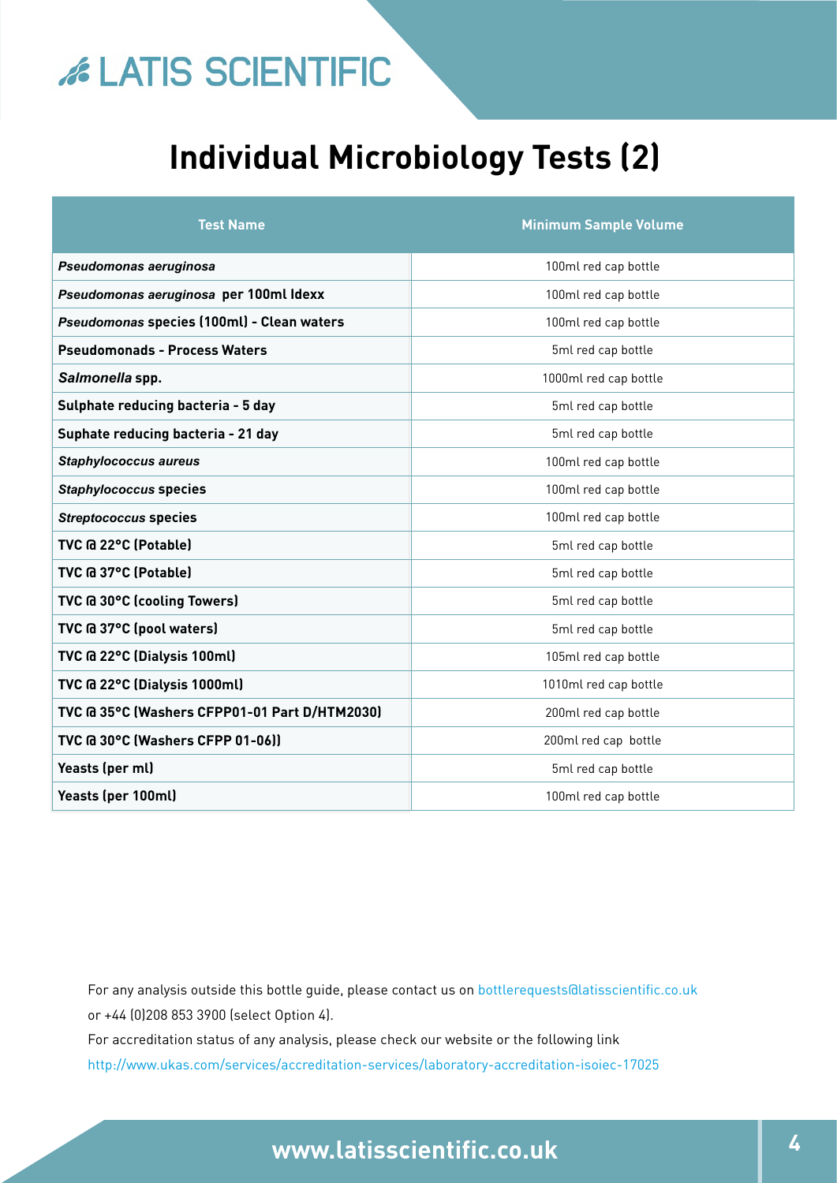# Individual Microbiology Tests (2)

| Test Name | Minimum Sample Volume |
|---|---|
| ***Pseudomonas aeruginosa*** | 100ml red cap bottle |
| ***Pseudomonas aeruginosa* per 100ml Idexx** | 100ml red cap bottle |
| ***Pseudomonas* species (100ml) - Clean waters** | 100ml red cap bottle |
| **Pseudomonads - Process Waters** | 5ml red cap bottle |
| ***Salmonella* spp.** | 1000ml red cap bottle |
| **Sulphate reducing bacteria - 5 day** | 5ml red cap bottle |
| **Suphate reducing bacteria - 21 day** | 5ml red cap bottle |
| ***Staphylococcus aureus*** | 100ml red cap bottle |
| ***Staphylococcus* species** | 100ml red cap bottle |
| ***Streptococcus* species** | 100ml red cap bottle |
| **TVC @ 22°C (Potable)** | 5ml red cap bottle |
| **TVC @ 37°C (Potable)** | 5ml red cap bottle |
| **TVC @ 30°C (cooling Towers)** | 5ml red cap bottle |
| **TVC @ 37°C (pool waters)** | 5ml red cap bottle |
| **TVC @ 22°C (Dialysis 100ml)** | 105ml red cap bottle |
| **TVC @ 22°C (Dialysis 1000ml)** | 1010ml red cap bottle |
| **TVC @ 35°C (Washers CFPP01-01 Part D/HTM2030)** | 200ml red cap bottle |
| **TVC @ 30°C (Washers CFPP 01-06))** | 200ml red cap bottle |
| **Yeasts (per ml)** | 5ml red cap bottle |
| **Yeasts (per 100ml)** | 100ml red cap bottle |

For any analysis outside this bottle guide, please contact us on bottlerequests@latisscientific.co.uk or +44 (0)208 853 3900 (select Option 4).

For accreditation status of any analysis, please check our website or the following link http://www.ukas.com/services/accreditation-services/laboratory-accreditation-isoiec-17025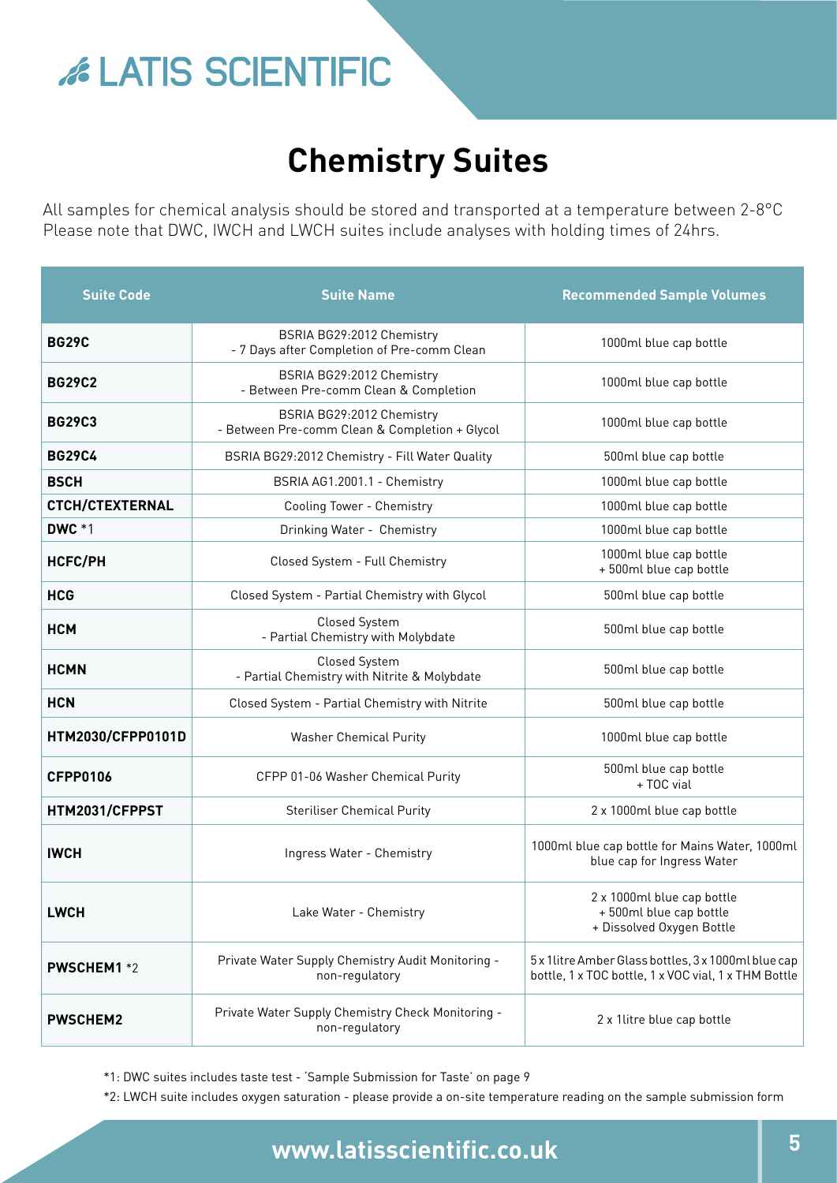# Chemistry Suites

All samples for chemical analysis should be stored and transported at a temperature between 2-8°C
Please note that DWC, IWCH and LWCH suites include analyses with holding times of 24hrs.

| Suite Code | Suite Name | Recommended Sample Volumes |
|---|---|---|
| **BG29C** | BSRIA BG29:2012 Chemistry - 7 Days after Completion of Pre-comm Clean | 1000ml blue cap bottle |
| **BG29C2** | BSRIA BG29:2012 Chemistry - Between Pre-comm Clean & Completion | 1000ml blue cap bottle |
| **BG29C3** | BSRIA BG29:2012 Chemistry - Between Pre-comm Clean & Completion + Glycol | 1000ml blue cap bottle |
| **BG29C4** | BSRIA BG29:2012 Chemistry - Fill Water Quality | 500ml blue cap bottle |
| **BSCH** | BSRIA AG1.2001.1 - Chemistry | 1000ml blue cap bottle |
| **CTCH/CTEXTERNAL** | Cooling Tower - Chemistry | 1000ml blue cap bottle |
| **DWC** *1 | Drinking Water - Chemistry | 1000ml blue cap bottle |
| **HCFC/PH** | Closed System - Full Chemistry | 1000ml blue cap bottle + 500ml blue cap bottle |
| **HCG** | Closed System - Partial Chemistry with Glycol | 500ml blue cap bottle |
| **HCM** | Closed System - Partial Chemistry with Molybdate | 500ml blue cap bottle |
| **HCMN** | Closed System - Partial Chemistry with Nitrite & Molybdate | 500ml blue cap bottle |
| **HCN** | Closed System - Partial Chemistry with Nitrite | 500ml blue cap bottle |
| **HTM2030/CFPP0101D** | Washer Chemical Purity | 1000ml blue cap bottle |
| **CFPP0106** | CFPP 01-06 Washer Chemical Purity | 500ml blue cap bottle + TOC vial |
| **HTM2031/CFPPST** | Steriliser Chemical Purity | 2 x 1000ml blue cap bottle |
| **IWCH** | Ingress Water - Chemistry | 1000ml blue cap bottle for Mains Water, 1000ml blue cap for Ingress Water |
| **LWCH** | Lake Water - Chemistry | 2 x 1000ml blue cap bottle + 500ml blue cap bottle + Dissolved Oxygen Bottle |
| **PWSCHEM1** *2 | Private Water Supply Chemistry Audit Monitoring - non-regulatory | 5 x 1litre Amber Glass bottles, 3 x 1000ml blue cap bottle, 1 x TOC bottle, 1 x VOC vial, 1 x THM Bottle |
| **PWSCHEM2** | Private Water Supply Chemistry Check Monitoring - non-regulatory | 2 x 1litre blue cap bottle |

*1: DWC suites includes taste test - 'Sample Submission for Taste' on page 9

*2: LWCH suite includes oxygen saturation - please provide a on-site temperature reading on the sample submission form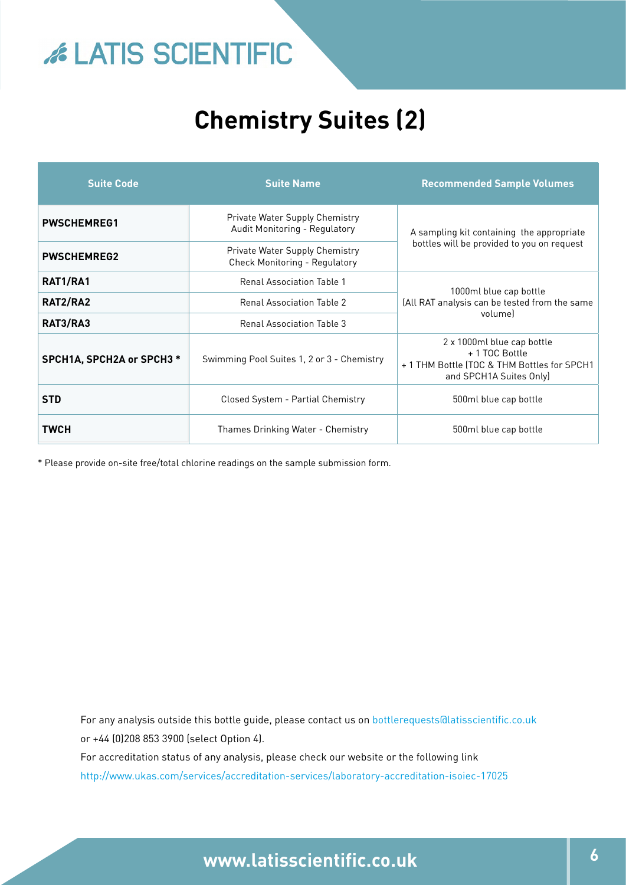# LATIS SCIENTIFIC

## Chemistry Suites (2)

| Suite Code | Suite Name | Recommended Sample Volumes |
| --- | --- | --- |
| **PWSCHEMREG1** | Private Water Supply Chemistry Audit Monitoring - Regulatory | A sampling kit containing the appropriate bottles will be provided to you on request |
| **PWSCHEMREG2** | Private Water Supply Chemistry Check Monitoring - Regulatory | |
| **RAT1/RA1** | Renal Association Table 1 | 1000ml blue cap bottle (All RAT analysis can be tested from the same volume) |
| **RAT2/RA2** | Renal Association Table 2 | |
| **RAT3/RA3** | Renal Association Table 3 | |
| **SPCH1A, SPCH2A or SPCH3 \*** | Swimming Pool Suites 1, 2 or 3 - Chemistry | 2 x 1000ml blue cap bottle + 1 TOC Bottle + 1 THM Bottle (TOC & THM Bottles for SPCH1 and SPCH1A Suites Only) |
| **STD** | Closed System - Partial Chemistry | 500ml blue cap bottle |
| **TWCH** | Thames Drinking Water - Chemistry | 500ml blue cap bottle |

\* Please provide on-site free/total chlorine readings on the sample submission form.

For any analysis outside this bottle guide, please contact us on bottlerequests@latisscientific.co.uk or +44 (0)208 853 3900 (select Option 4).

For accreditation status of any analysis, please check our website or the following link http://www.ukas.com/services/accreditation-services/laboratory-accreditation-isoiec-17025

www.latisscientific.co.uk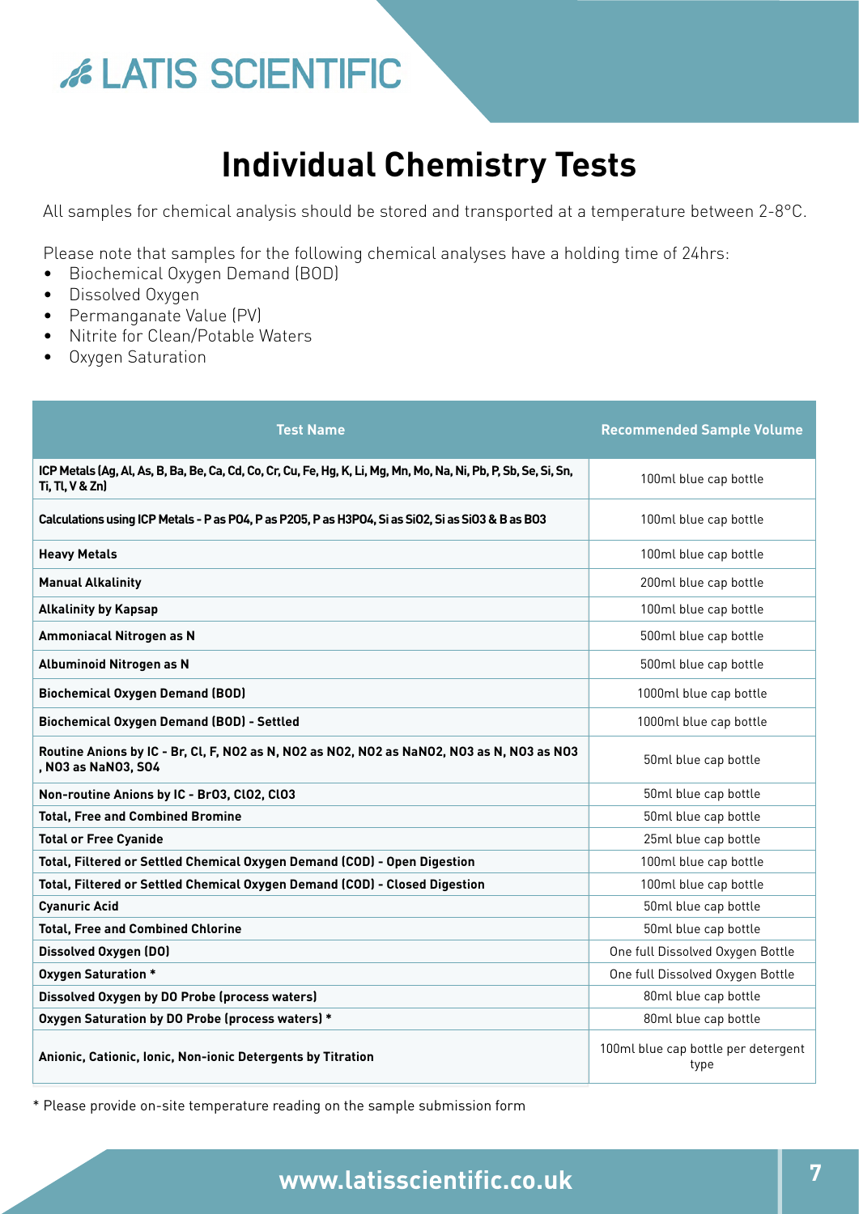# Individual Chemistry Tests

All samples for chemical analysis should be stored and transported at a temperature between 2-8°C.

Please note that samples for the following chemical analyses have a holding time of 24hrs:

- Biochemical Oxygen Demand (BOD)
- Dissolved Oxygen
- Permanganate Value (PV)
- Nitrite for Clean/Potable Waters
- Oxygen Saturation

| Test Name | Recommended Sample Volume |
|---|---|
| **ICP Metals (Ag, Al, As, B, Ba, Be, Ca, Cd, Co, Cr, Cu, Fe, Hg, K, Li, Mg, Mn, Mo, Na, Ni, Pb, P, Sb, Se, Si, Sn, Ti, Tl, V & Zn)** | 100ml blue cap bottle |
| **Calculations using ICP Metals - P as $PO_4$, P as $P_2O_5$, P as $H_3PO_4$, Si as $SiO_2$, Si as $SiO_3$ & B as $BO_3$** | 100ml blue cap bottle |
| **Heavy Metals** | 100ml blue cap bottle |
| **Manual Alkalinity** | 200ml blue cap bottle |
| **Alkalinity by Kapsap** | 100ml blue cap bottle |
| **Ammoniacal Nitrogen as N** | 500ml blue cap bottle |
| **Albuminoid Nitrogen as N** | 500ml blue cap bottle |
| **Biochemical Oxygen Demand (BOD)** | 1000ml blue cap bottle |
| **Biochemical Oxygen Demand (BOD) - Settled** | 1000ml blue cap bottle |
| **Routine Anions by IC - Br, Cl, F, $NO_2$ as N, $NO_2$ as $NO_2$, $NO_2$ as $NaNO_2$, $NO_3$ as N, $NO_3$ as $NO_3$, $NO_3$ as $NaNO_3$, $SO_4$** | 50ml blue cap bottle |
| **Non-routine Anions by IC - $BrO_3$, $ClO_2$, $ClO_3$** | 50ml blue cap bottle |
| **Total, Free and Combined Bromine** | 50ml blue cap bottle |
| **Total or Free Cyanide** | 25ml blue cap bottle |
| **Total, Filtered or Settled Chemical Oxygen Demand (COD) - Open Digestion** | 100ml blue cap bottle |
| **Total, Filtered or Settled Chemical Oxygen Demand (COD) - Closed Digestion** | 100ml blue cap bottle |
| **Cyanuric Acid** | 50ml blue cap bottle |
| **Total, Free and Combined Chlorine** | 50ml blue cap bottle |
| **Dissolved Oxygen (DO)** | One full Dissolved Oxygen Bottle |
| **Oxygen Saturation *** | One full Dissolved Oxygen Bottle |
| **Dissolved Oxygen by DO Probe (process waters)** | 80ml blue cap bottle |
| **Oxygen Saturation by DO Probe (process waters) *** | 80ml blue cap bottle |
| **Anionic, Cationic, Ionic, Non-ionic Detergents by Titration** | 100ml blue cap bottle per detergent type |

* Please provide on-site temperature reading on the sample submission form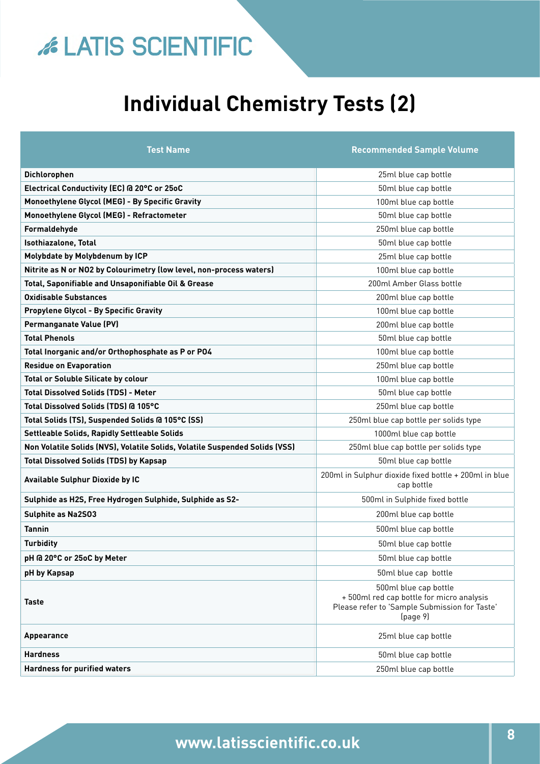# Individual Chemistry Tests (2)

| Test Name | Recommended Sample Volume |
|---|---|
| **Dichlorophen** | 25ml blue cap bottle |
| **Electrical Conductivity (EC) @ 20°C or 25oC** | 50ml blue cap bottle |
| **Monoethylene Glycol (MEG) - By Specific Gravity** | 100ml blue cap bottle |
| **Monoethylene Glycol (MEG) - Refractometer** | 50ml blue cap bottle |
| **Formaldehyde** | 250ml blue cap bottle |
| **Isothiazalone, Total** | 50ml blue cap bottle |
| **Molybdate by Molybdenum by ICP** | 25ml blue cap bottle |
| **Nitrite as N or NO2 by Colourimetry (low level, non-process waters)** | 100ml blue cap bottle |
| **Total, Saponifiable and Unsaponifiable Oil & Grease** | 200ml Amber Glass bottle |
| **Oxidisable Substances** | 200ml blue cap bottle |
| **Propylene Glycol - By Specific Gravity** | 100ml blue cap bottle |
| **Permanganate Value (PV)** | 200ml blue cap bottle |
| **Total Phenols** | 50ml blue cap bottle |
| **Total Inorganic and/or Orthophosphate as P or PO4** | 100ml blue cap bottle |
| **Residue on Evaporation** | 250ml blue cap bottle |
| **Total or Soluble Silicate by colour** | 100ml blue cap bottle |
| **Total Dissolved Solids (TDS) - Meter** | 50ml blue cap bottle |
| **Total Dissolved Solids (TDS) @ 105°C** | 250ml blue cap bottle |
| **Total Solids (TS), Suspended Solids @ 105°C (SS)** | 250ml blue cap bottle per solids type |
| **Settleable Solids, Rapidly Settleable Solids** | 1000ml blue cap bottle |
| **Non Volatile Solids (NVS), Volatile Solids, Volatile Suspended Solids (VSS)** | 250ml blue cap bottle per solids type |
| **Total Dissolved Solids (TDS) by Kapsap** | 50ml blue cap bottle |
| **Available Sulphur Dioxide by IC** | 200ml in Sulphur dioxide fixed bottle + 200ml in blue cap bottle |
| **Sulphide as H2S, Free Hydrogen Sulphide, Sulphide as S2-** | 500ml in Sulphide fixed bottle |
| **Sulphite as Na2SO3** | 200ml blue cap bottle |
| **Tannin** | 500ml blue cap bottle |
| **Turbidity** | 50ml blue cap bottle |
| **pH @ 20°C or 25oC by Meter** | 50ml blue cap bottle |
| **pH by Kapsap** | 50ml blue cap bottle |
| **Taste** | 500ml blue cap bottle + 500ml red cap bottle for micro analysis Please refer to 'Sample Submission for Taste' (page 9) |
| **Appearance** | 25ml blue cap bottle |
| **Hardness** | 50ml blue cap bottle |
| **Hardness for purified waters** | 250ml blue cap bottle |

www.latisscientific.co.uk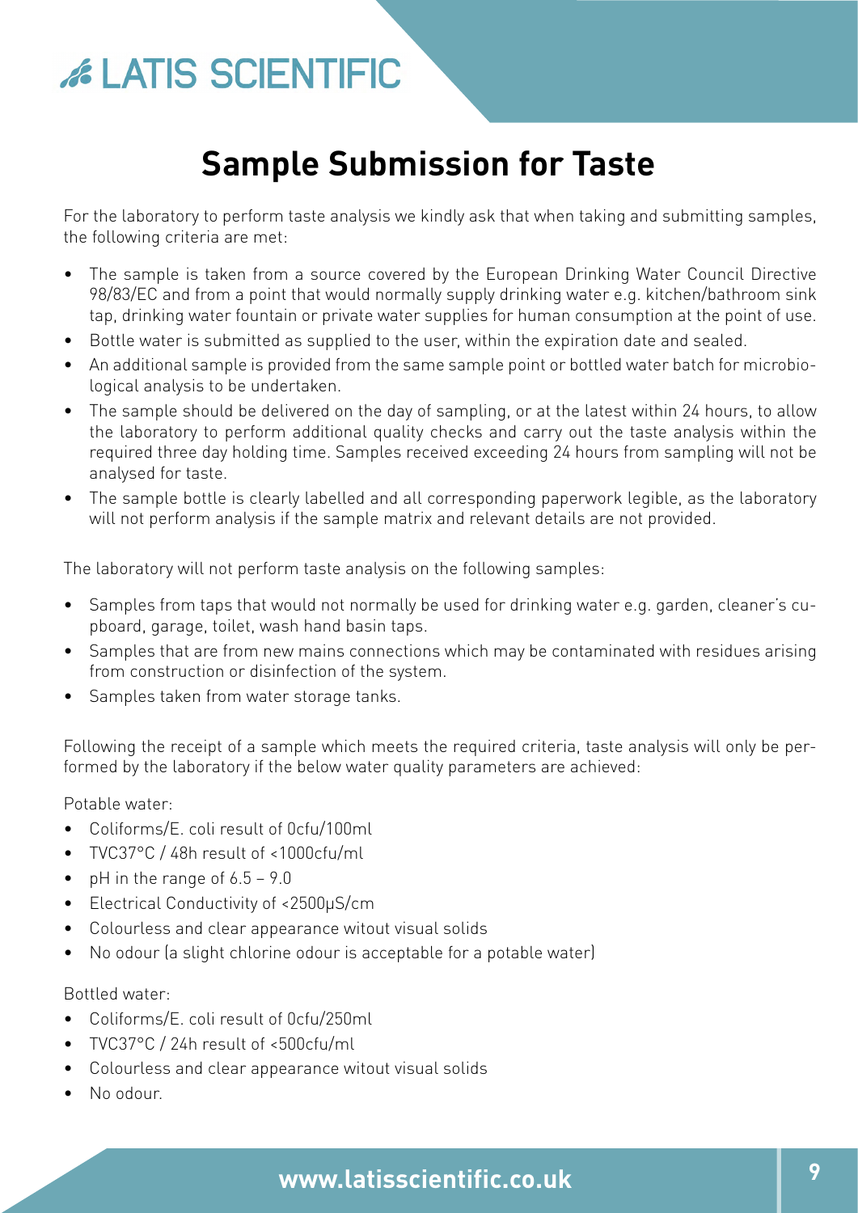# Sample Submission for Taste

For the laboratory to perform taste analysis we kindly ask that when taking and submitting samples, the following criteria are met:

- The sample is taken from a source covered by the European Drinking Water Council Directive 98/83/EC and from a point that would normally supply drinking water e.g. kitchen/bathroom sink tap, drinking water fountain or private water supplies for human consumption at the point of use.
- Bottle water is submitted as supplied to the user, within the expiration date and sealed.
- An additional sample is provided from the same sample point or bottled water batch for microbiological analysis to be undertaken.
- The sample should be delivered on the day of sampling, or at the latest within 24 hours, to allow the laboratory to perform additional quality checks and carry out the taste analysis within the required three day holding time. Samples received exceeding 24 hours from sampling will not be analysed for taste.
- The sample bottle is clearly labelled and all corresponding paperwork legible, as the laboratory will not perform analysis if the sample matrix and relevant details are not provided.

The laboratory will not perform taste analysis on the following samples:

- Samples from taps that would not normally be used for drinking water e.g. garden, cleaner's cupboard, garage, toilet, wash hand basin taps.
- Samples that are from new mains connections which may be contaminated with residues arising from construction or disinfection of the system.
- Samples taken from water storage tanks.

Following the receipt of a sample which meets the required criteria, taste analysis will only be performed by the laboratory if the below water quality parameters are achieved:

Potable water:

- Coliforms/E. coli result of 0cfu/100ml
- TVC37°C / 48h result of <1000cfu/ml
- pH in the range of 6.5 – 9.0
- Electrical Conductivity of <2500μS/cm
- Colourless and clear appearance witout visual solids
- No odour (a slight chlorine odour is acceptable for a potable water)

Bottled water:

- Coliforms/E. coli result of 0cfu/250ml
- TVC37°C / 24h result of <500cfu/ml
- Colourless and clear appearance witout visual solids
- No odour.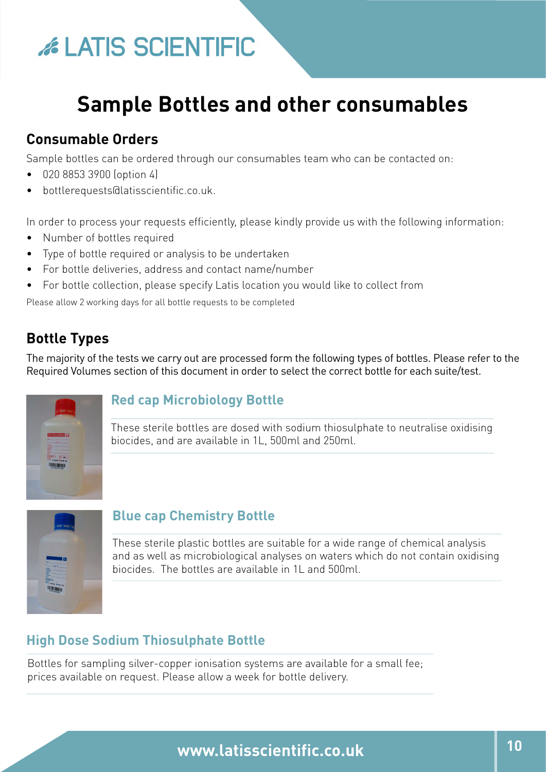# Sample Bottles and other consumables

## Consumable Orders

Sample bottles can be ordered through our consumables team who can be contacted on:

- 020 8853 3900 (option 4)
- bottlerequests@latisscientific.co.uk.

In order to process your requests efficiently, please kindly provide us with the following information:

- Number of bottles required
- Type of bottle required or analysis to be undertaken
- For bottle deliveries, address and contact name/number
- For bottle collection, please specify Latis location you would like to collect from

Please allow 2 working days for all bottle requests to be completed

## Bottle Types

The majority of the tests we carry out are processed form the following types of bottles. Please refer to the Required Volumes section of this document in order to select the correct bottle for each suite/test.

### Red cap Microbiology Bottle

These sterile bottles are dosed with sodium thiosulphate to neutralise oxidising biocides, and are available in 1L, 500ml and 250ml.

### Blue cap Chemistry Bottle

These sterile plastic bottles are suitable for a wide range of chemical analysis and as well as microbiological analyses on waters which do not contain oxidising biocides. The bottles are available in 1L and 500ml.

### High Dose Sodium Thiosulphate Bottle

Bottles for sampling silver-copper ionisation systems are available for a small fee; prices available on request. Please allow a week for bottle delivery.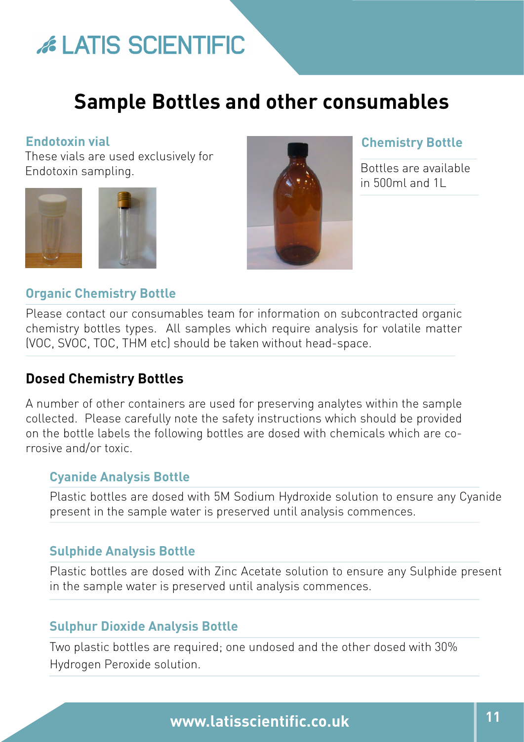# Sample Bottles and other consumables

### Endotoxin vial

These vials are used exclusively for Endotoxin sampling.

### Chemistry Bottle

Bottles are available in 500ml and 1L

### Organic Chemistry Bottle

Please contact our consumables team for information on subcontracted organic chemistry bottles types. All samples which require analysis for volatile matter (VOC, SVOC, TOC, THM etc) should be taken without head-space.

## Dosed Chemistry Bottles

A number of other containers are used for preserving analytes within the sample collected. Please carefully note the safety instructions which should be provided on the bottle labels the following bottles are dosed with chemicals which are co-rrosive and/or toxic.

### Cyanide Analysis Bottle

Plastic bottles are dosed with 5M Sodium Hydroxide solution to ensure any Cyanide present in the sample water is preserved until analysis commences.

### Sulphide Analysis Bottle

Plastic bottles are dosed with Zinc Acetate solution to ensure any Sulphide present in the sample water is preserved until analysis commences.

### Sulphur Dioxide Analysis Bottle

Two plastic bottles are required; one undosed and the other dosed with 30% Hydrogen Peroxide solution.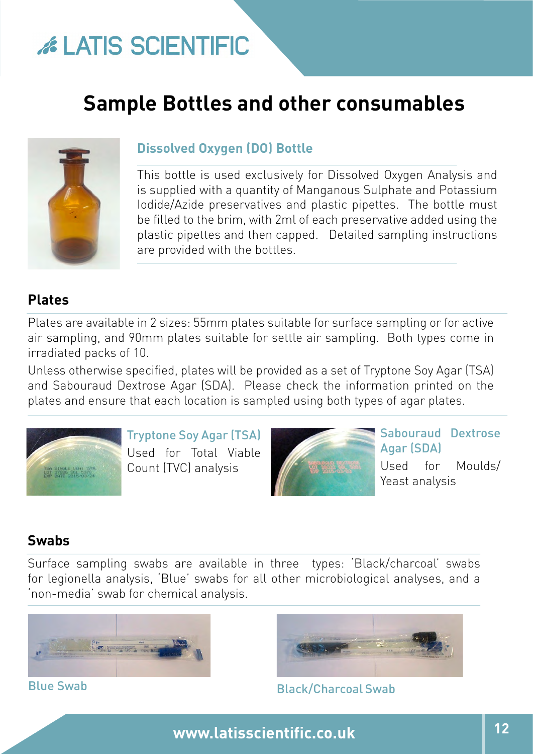# Sample Bottles and other consumables

## Dissolved Oxygen (DO) Bottle

This bottle is used exclusively for Dissolved Oxygen Analysis and is supplied with a quantity of Manganous Sulphate and Potassium Iodide/Azide preservatives and plastic pipettes. The bottle must be filled to the brim, with 2ml of each preservative added using the plastic pipettes and then capped. Detailed sampling instructions are provided with the bottles.

## Plates

Plates are available in 2 sizes: 55mm plates suitable for surface sampling or for active air sampling, and 90mm plates suitable for settle air sampling. Both types come in irradiated packs of 10.

Unless otherwise specified, plates will be provided as a set of Tryptone Soy Agar (TSA) and Sabouraud Dextrose Agar (SDA). Please check the information printed on the plates and ensure that each location is sampled using both types of agar plates.

### Tryptone Soy Agar (TSA)

Used for Total Viable Count (TVC) analysis

### Sabouraud Dextrose Agar (SDA)

Used for Moulds/ Yeast analysis

## Swabs

Surface sampling swabs are available in three types: 'Black/charcoal' swabs for legionella analysis, 'Blue' swabs for all other microbiological analyses, and a 'non-media' swab for chemical analysis.

Blue Swab

Black/Charcoal Swab